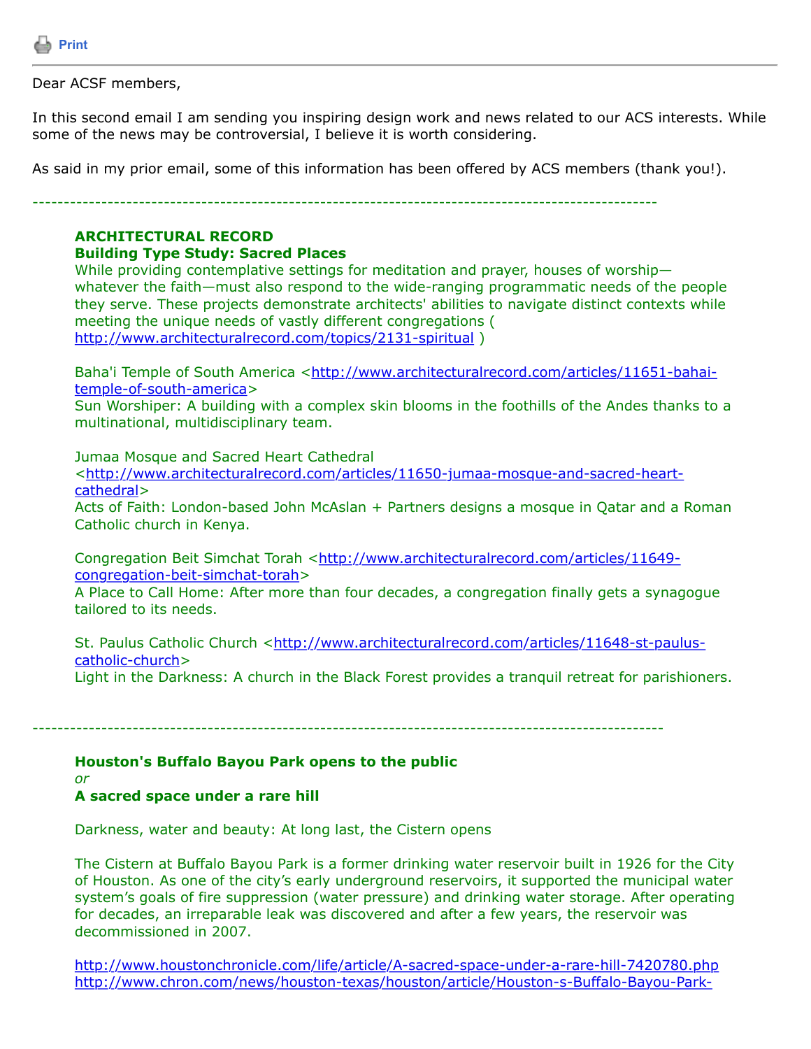Print

---

Dear ACSF members,

In this second email I am sending you inspiring design work and news related to our ACS interests. While some of the news may be controversial, I believe it is worth considering.

As said in my prior email, some of this information has been offered by ACS members (thank you!).

---

**ARCHITECTURAL RECORD**
**Building Type Study: Sacred Places**
While providing contemplative settings for meditation and prayer, houses of worship—whatever the faith—must also respond to the wide-ranging programmatic needs of the people they serve. These projects demonstrate architects' abilities to navigate distinct contexts while meeting the unique needs of vastly different congregations ( http://www.architecturalrecord.com/topics/2131-spiritual )

Baha'i Temple of South America <http://www.architecturalrecord.com/articles/11651-bahai-temple-of-south-america>
Sun Worshiper: A building with a complex skin blooms in the foothills of the Andes thanks to a multinational, multidisciplinary team.

Jumaa Mosque and Sacred Heart Cathedral <http://www.architecturalrecord.com/articles/11650-jumaa-mosque-and-sacred-heart-cathedral>
Acts of Faith: London-based John McAslan + Partners designs a mosque in Qatar and a Roman Catholic church in Kenya.

Congregation Beit Simchat Torah <http://www.architecturalrecord.com/articles/11649-congregation-beit-simchat-torah>
A Place to Call Home: After more than four decades, a congregation finally gets a synagogue tailored to its needs.

St. Paulus Catholic Church <http://www.architecturalrecord.com/articles/11648-st-paulus-catholic-church>
Light in the Darkness: A church in the Black Forest provides a tranquil retreat for parishioners.

---

**Houston's Buffalo Bayou Park opens to the public**
*or*
**A sacred space under a rare hill**

Darkness, water and beauty: At long last, the Cistern opens

The Cistern at Buffalo Bayou Park is a former drinking water reservoir built in 1926 for the City of Houston. As one of the city's early underground reservoirs, it supported the municipal water system's goals of fire suppression (water pressure) and drinking water storage. After operating for decades, an irreparable leak was discovered and after a few years, the reservoir was decommissioned in 2007.

http://www.houstonchronicle.com/life/article/A-sacred-space-under-a-rare-hill-7420780.php
http://www.chron.com/news/houston-texas/houston/article/Houston-s-Buffalo-Bayou-Park-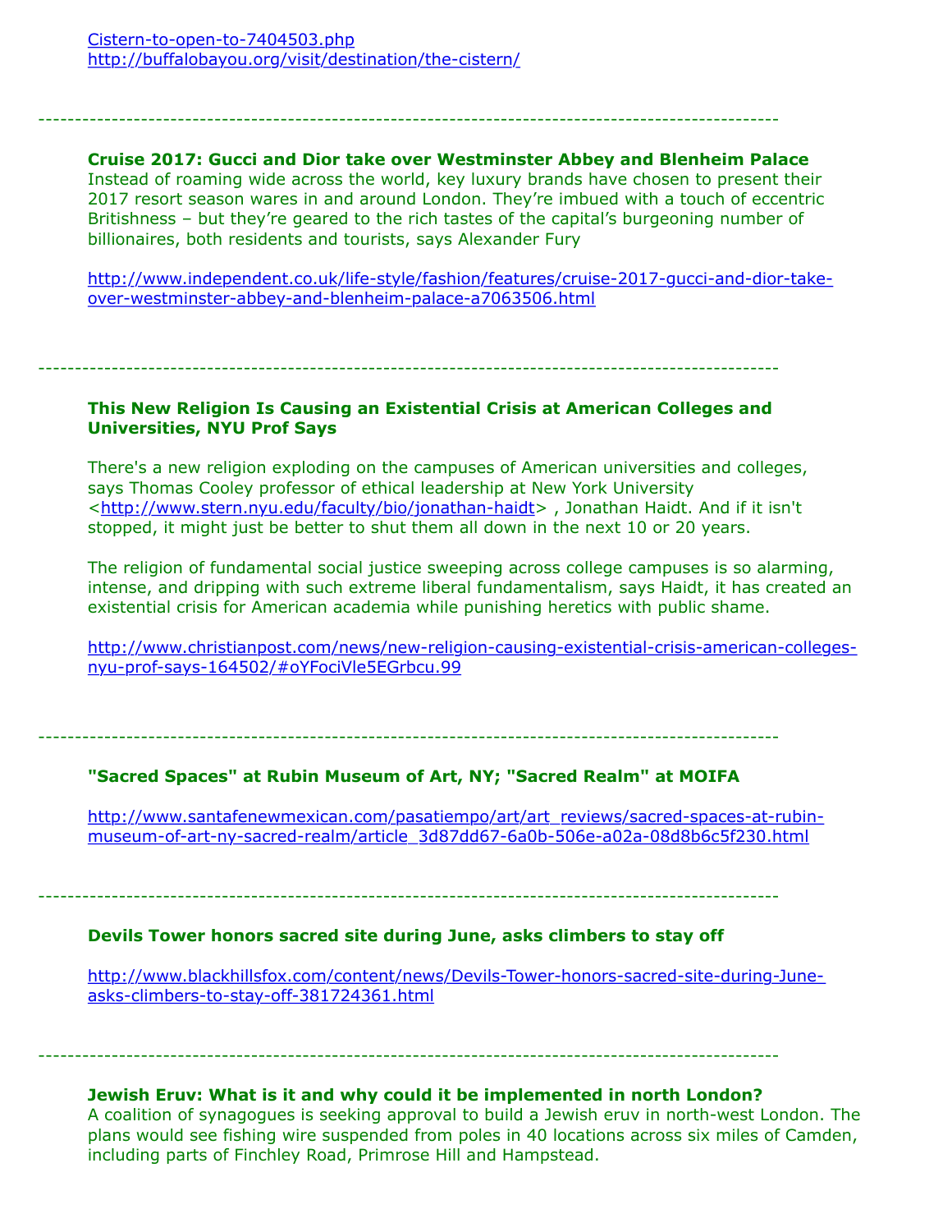Cistern-to-open-to-7404503.php
http://buffalobayou.org/visit/destination/the-cistern/

---

**Cruise 2017: Gucci and Dior take over Westminster Abbey and Blenheim Palace**

Instead of roaming wide across the world, key luxury brands have chosen to present their 2017 resort season wares in and around London. They're imbued with a touch of eccentric Britishness – but they're geared to the rich tastes of the capital's burgeoning number of billionaires, both residents and tourists, says Alexander Fury

http://www.independent.co.uk/life-style/fashion/features/cruise-2017-gucci-and-dior-take-over-westminster-abbey-and-blenheim-palace-a7063506.html

---

**This New Religion Is Causing an Existential Crisis at American Colleges and Universities, NYU Prof Says**

There's a new religion exploding on the campuses of American universities and colleges, says Thomas Cooley professor of ethical leadership at New York University <http://www.stern.nyu.edu/faculty/bio/jonathan-haidt> , Jonathan Haidt. And if it isn't stopped, it might just be better to shut them all down in the next 10 or 20 years.

The religion of fundamental social justice sweeping across college campuses is so alarming, intense, and dripping with such extreme liberal fundamentalism, says Haidt, it has created an existential crisis for American academia while punishing heretics with public shame.

http://www.christianpost.com/news/new-religion-causing-existential-crisis-american-colleges-nyu-prof-says-164502/#oYFociVle5EGrbcu.99

---

**"Sacred Spaces" at Rubin Museum of Art, NY; "Sacred Realm" at MOIFA**

http://www.santafenewmexican.com/pasatiempo/art/art_reviews/sacred-spaces-at-rubin-museum-of-art-ny-sacred-realm/article_3d87dd67-6a0b-506e-a02a-08d8b6c5f230.html

---

**Devils Tower honors sacred site during June, asks climbers to stay off**

http://www.blackhillsfox.com/content/news/Devils-Tower-honors-sacred-site-during-June-asks-climbers-to-stay-off-381724361.html

---

**Jewish Eruv: What is it and why could it be implemented in north London?**

A coalition of synagogues is seeking approval to build a Jewish eruv in north-west London. The plans would see fishing wire suspended from poles in 40 locations across six miles of Camden, including parts of Finchley Road, Primrose Hill and Hampstead.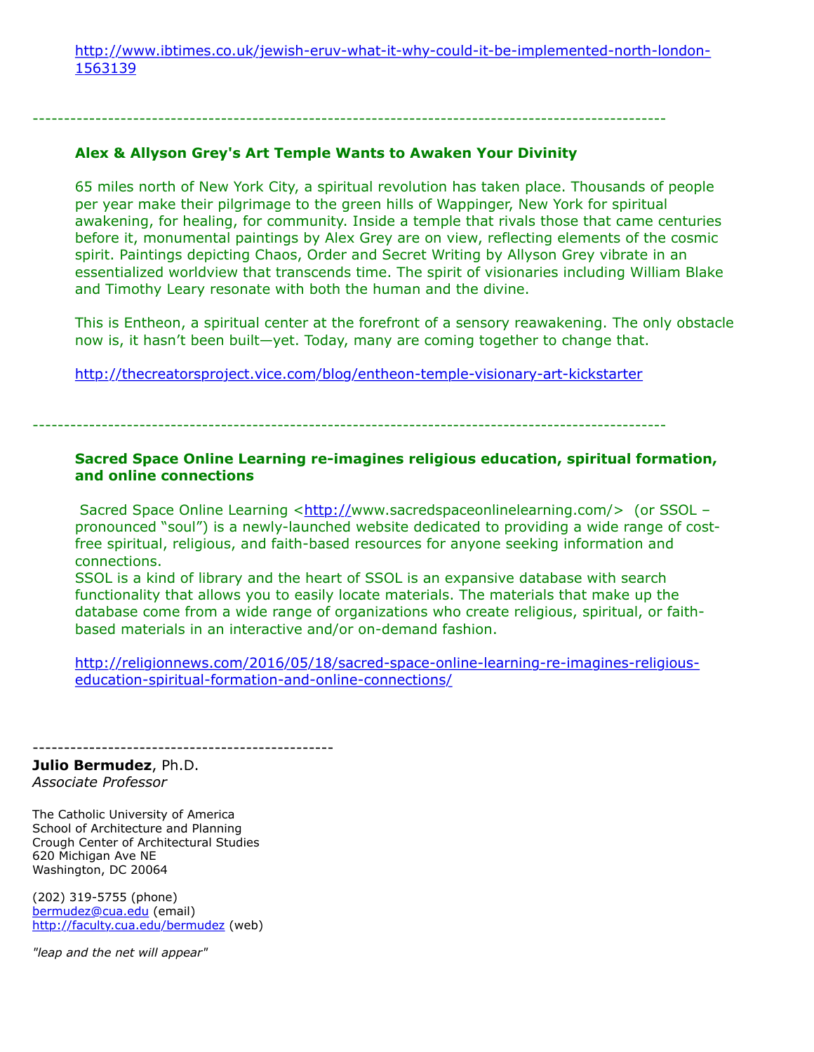http://www.ibtimes.co.uk/jewish-eruv-what-it-why-could-it-be-implemented-north-london-1563139

---

**Alex & Allyson Grey's Art Temple Wants to Awaken Your Divinity**

65 miles north of New York City, a spiritual revolution has taken place. Thousands of people per year make their pilgrimage to the green hills of Wappinger, New York for spiritual awakening, for healing, for community. Inside a temple that rivals those that came centuries before it, monumental paintings by Alex Grey are on view, reflecting elements of the cosmic spirit. Paintings depicting Chaos, Order and Secret Writing by Allyson Grey vibrate in an essentialized worldview that transcends time. The spirit of visionaries including William Blake and Timothy Leary resonate with both the human and the divine.

This is Entheon, a spiritual center at the forefront of a sensory reawakening. The only obstacle now is, it hasn't been built—yet. Today, many are coming together to change that.

http://thecreatorsproject.vice.com/blog/entheon-temple-visionary-art-kickstarter

---

**Sacred Space Online Learning re-imagines religious education, spiritual formation, and online connections**

Sacred Space Online Learning <http://www.sacredspaceonlinelearning.com/> (or SSOL – pronounced "soul") is a newly-launched website dedicated to providing a wide range of cost-free spiritual, religious, and faith-based resources for anyone seeking information and connections.
SSOL is a kind of library and the heart of SSOL is an expansive database with search functionality that allows you to easily locate materials. The materials that make up the database come from a wide range of organizations who create religious, spiritual, or faith-based materials in an interactive and/or on-demand fashion.

http://religionnews.com/2016/05/18/sacred-space-online-learning-re-imagines-religious-education-spiritual-formation-and-online-connections/

---

**Julio Bermudez**, Ph.D.
*Associate Professor*

The Catholic University of America
School of Architecture and Planning
Crough Center of Architectural Studies
620 Michigan Ave NE
Washington, DC 20064

(202) 319-5755 (phone)
bermudez@cua.edu (email)
http://faculty.cua.edu/bermudez (web)

*"leap and the net will appear"*